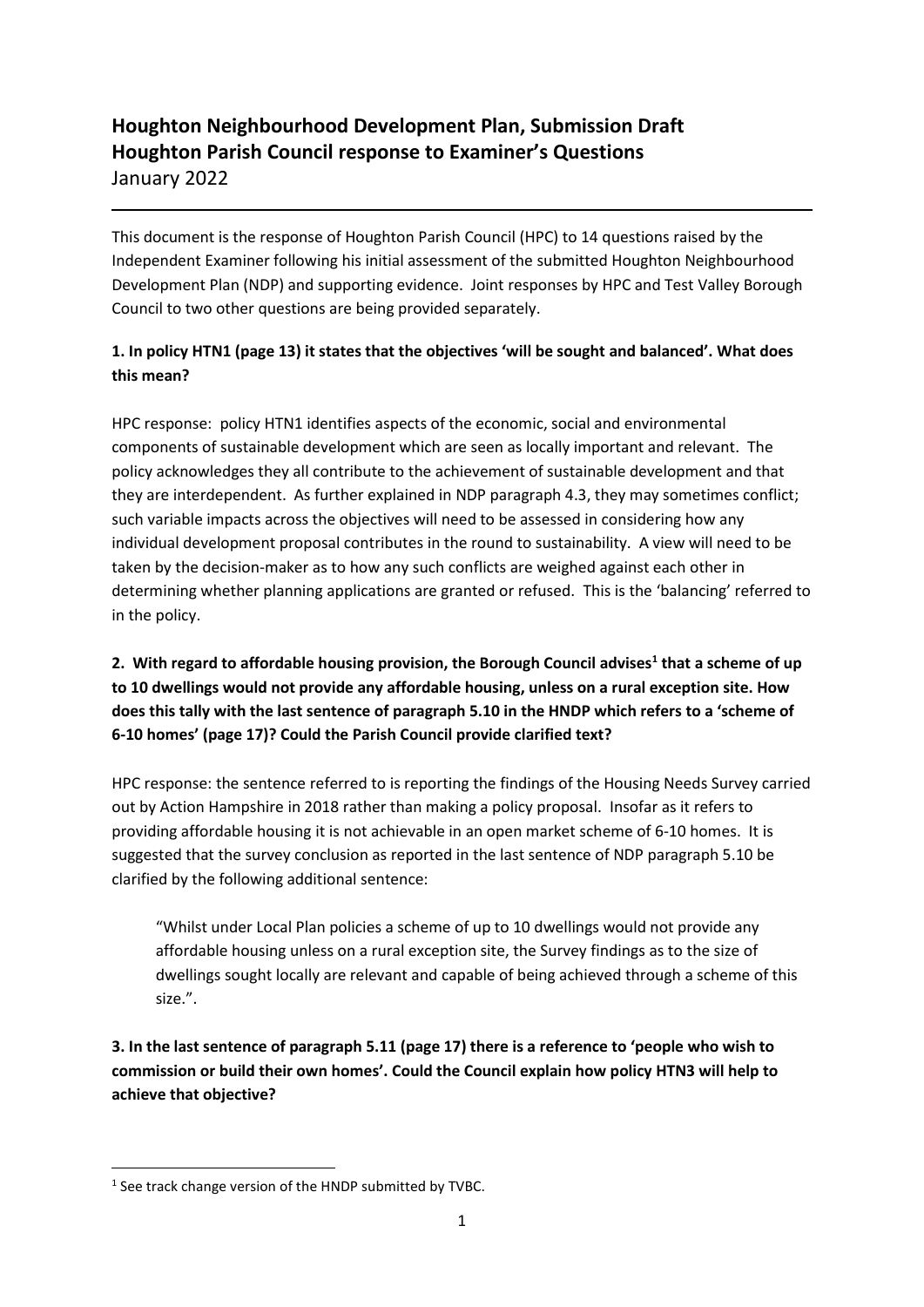# Houghton Neighbourhood Development Plan, Submission Draft
# Houghton Parish Council response to Examiner's Questions

January 2022

---

This document is the response of Houghton Parish Council (HPC) to 14 questions raised by the Independent Examiner following his initial assessment of the submitted Houghton Neighbourhood Development Plan (NDP) and supporting evidence. Joint responses by HPC and Test Valley Borough Council to two other questions are being provided separately.

**1. In policy HTN1 (page 13) it states that the objectives 'will be sought and balanced'. What does this mean?**

HPC response: policy HTN1 identifies aspects of the economic, social and environmental components of sustainable development which are seen as locally important and relevant. The policy acknowledges they all contribute to the achievement of sustainable development and that they are interdependent. As further explained in NDP paragraph 4.3, they may sometimes conflict; such variable impacts across the objectives will need to be assessed in considering how any individual development proposal contributes in the round to sustainability. A view will need to be taken by the decision-maker as to how any such conflicts are weighed against each other in determining whether planning applications are granted or refused. This is the 'balancing' referred to in the policy.

**2. With regard to affordable housing provision, the Borough Council advises[1] that a scheme of up to 10 dwellings would not provide any affordable housing, unless on a rural exception site. How does this tally with the last sentence of paragraph 5.10 in the HNDP which refers to a 'scheme of 6-10 homes' (page 17)? Could the Parish Council provide clarified text?**

HPC response: the sentence referred to is reporting the findings of the Housing Needs Survey carried out by Action Hampshire in 2018 rather than making a policy proposal. Insofar as it refers to providing affordable housing it is not achievable in an open market scheme of 6-10 homes. It is suggested that the survey conclusion as reported in the last sentence of NDP paragraph 5.10 be clarified by the following additional sentence:

> "Whilst under Local Plan policies a scheme of up to 10 dwellings would not provide any affordable housing unless on a rural exception site, the Survey findings as to the size of dwellings sought locally are relevant and capable of being achieved through a scheme of this size.".

**3. In the last sentence of paragraph 5.11 (page 17) there is a reference to 'people who wish to commission or build their own homes'. Could the Council explain how policy HTN3 will help to achieve that objective?**

---

[1] See track change version of the HNDP submitted by TVBC.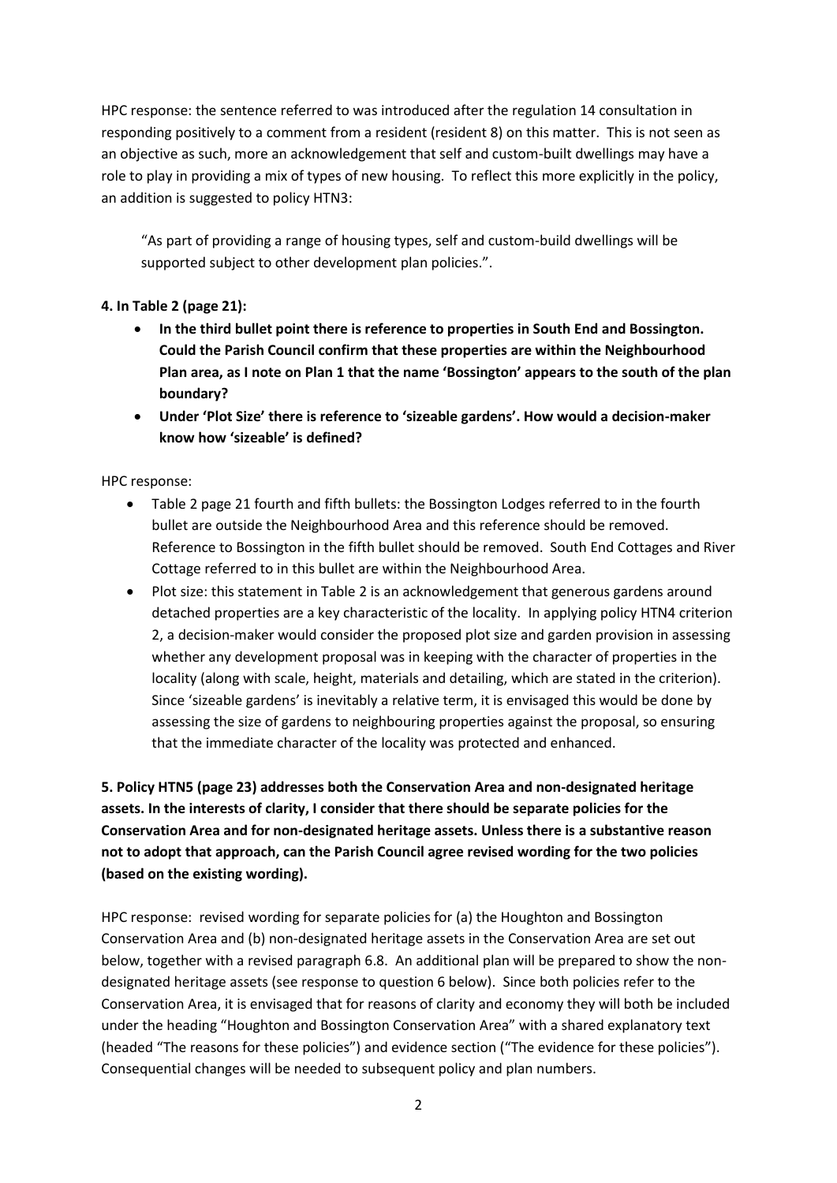HPC response: the sentence referred to was introduced after the regulation 14 consultation in responding positively to a comment from a resident (resident 8) on this matter. This is not seen as an objective as such, more an acknowledgement that self and custom-built dwellings may have a role to play in providing a mix of types of new housing. To reflect this more explicitly in the policy, an addition is suggested to policy HTN3:

> "As part of providing a range of housing types, self and custom-build dwellings will be supported subject to other development plan policies.".

**4. In Table 2 (page 21):**

- **In the third bullet point there is reference to properties in South End and Bossington. Could the Parish Council confirm that these properties are within the Neighbourhood Plan area, as I note on Plan 1 that the name 'Bossington' appears to the south of the plan boundary?**
- **Under 'Plot Size' there is reference to 'sizeable gardens'. How would a decision-maker know how 'sizeable' is defined?**

HPC response:

- Table 2 page 21 fourth and fifth bullets: the Bossington Lodges referred to in the fourth bullet are outside the Neighbourhood Area and this reference should be removed. Reference to Bossington in the fifth bullet should be removed. South End Cottages and River Cottage referred to in this bullet are within the Neighbourhood Area.
- Plot size: this statement in Table 2 is an acknowledgement that generous gardens around detached properties are a key characteristic of the locality. In applying policy HTN4 criterion 2, a decision-maker would consider the proposed plot size and garden provision in assessing whether any development proposal was in keeping with the character of properties in the locality (along with scale, height, materials and detailing, which are stated in the criterion). Since 'sizeable gardens' is inevitably a relative term, it is envisaged this would be done by assessing the size of gardens to neighbouring properties against the proposal, so ensuring that the immediate character of the locality was protected and enhanced.

**5. Policy HTN5 (page 23) addresses both the Conservation Area and non-designated heritage assets. In the interests of clarity, I consider that there should be separate policies for the Conservation Area and for non-designated heritage assets. Unless there is a substantive reason not to adopt that approach, can the Parish Council agree revised wording for the two policies (based on the existing wording).**

HPC response: revised wording for separate policies for (a) the Houghton and Bossington Conservation Area and (b) non-designated heritage assets in the Conservation Area are set out below, together with a revised paragraph 6.8. An additional plan will be prepared to show the non-designated heritage assets (see response to question 6 below). Since both policies refer to the Conservation Area, it is envisaged that for reasons of clarity and economy they will both be included under the heading "Houghton and Bossington Conservation Area" with a shared explanatory text (headed "The reasons for these policies") and evidence section ("The evidence for these policies"). Consequential changes will be needed to subsequent policy and plan numbers.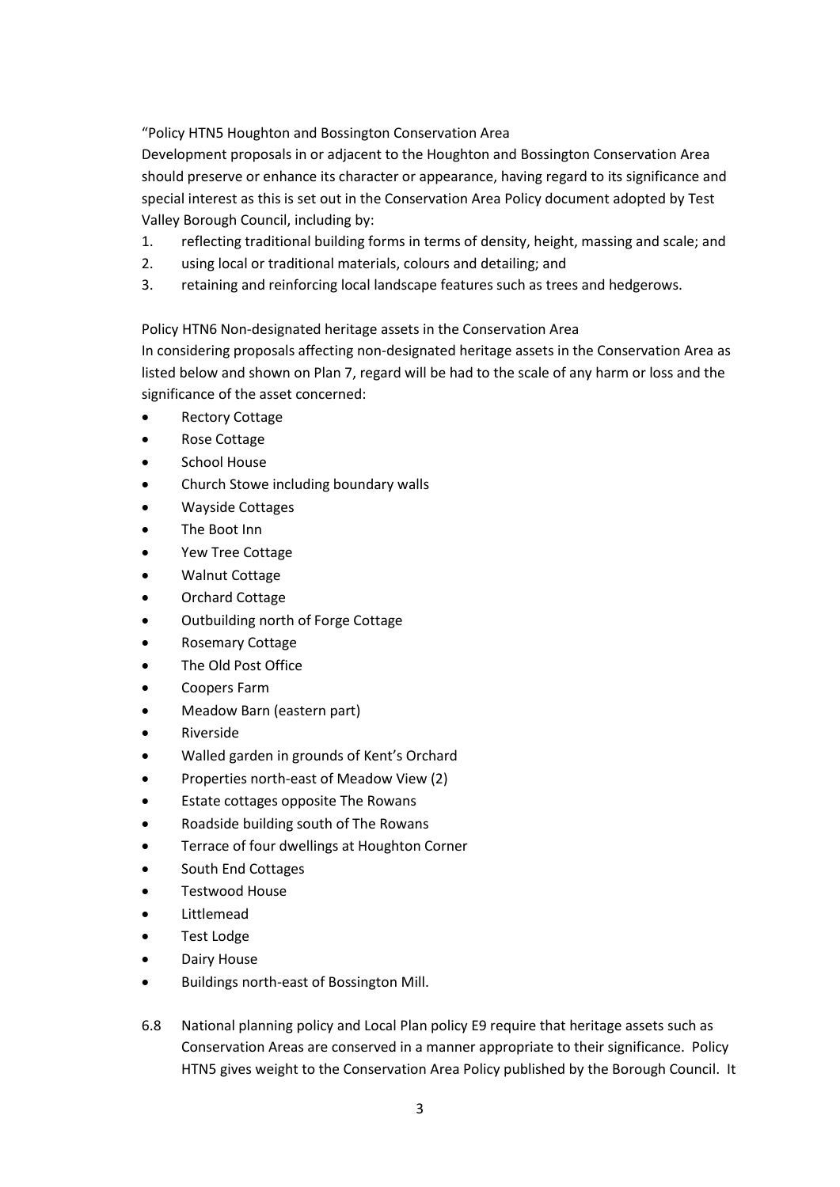"Policy HTN5 Houghton and Bossington Conservation Area

Development proposals in or adjacent to the Houghton and Bossington Conservation Area should preserve or enhance its character or appearance, having regard to its significance and special interest as this is set out in the Conservation Area Policy document adopted by Test Valley Borough Council, including by:

1. reflecting traditional building forms in terms of density, height, massing and scale; and
2. using local or traditional materials, colours and detailing; and
3. retaining and reinforcing local landscape features such as trees and hedgerows.

Policy HTN6 Non-designated heritage assets in the Conservation Area

In considering proposals affecting non-designated heritage assets in the Conservation Area as listed below and shown on Plan 7, regard will be had to the scale of any harm or loss and the significance of the asset concerned:

- Rectory Cottage
- Rose Cottage
- School House
- Church Stowe including boundary walls
- Wayside Cottages
- The Boot Inn
- Yew Tree Cottage
- Walnut Cottage
- Orchard Cottage
- Outbuilding north of Forge Cottage
- Rosemary Cottage
- The Old Post Office
- Coopers Farm
- Meadow Barn (eastern part)
- Riverside
- Walled garden in grounds of Kent's Orchard
- Properties north-east of Meadow View (2)
- Estate cottages opposite The Rowans
- Roadside building south of The Rowans
- Terrace of four dwellings at Houghton Corner
- South End Cottages
- Testwood House
- Littlemead
- Test Lodge
- Dairy House
- Buildings north-east of Bossington Mill.

6.8 National planning policy and Local Plan policy E9 require that heritage assets such as Conservation Areas are conserved in a manner appropriate to their significance. Policy HTN5 gives weight to the Conservation Area Policy published by the Borough Council. It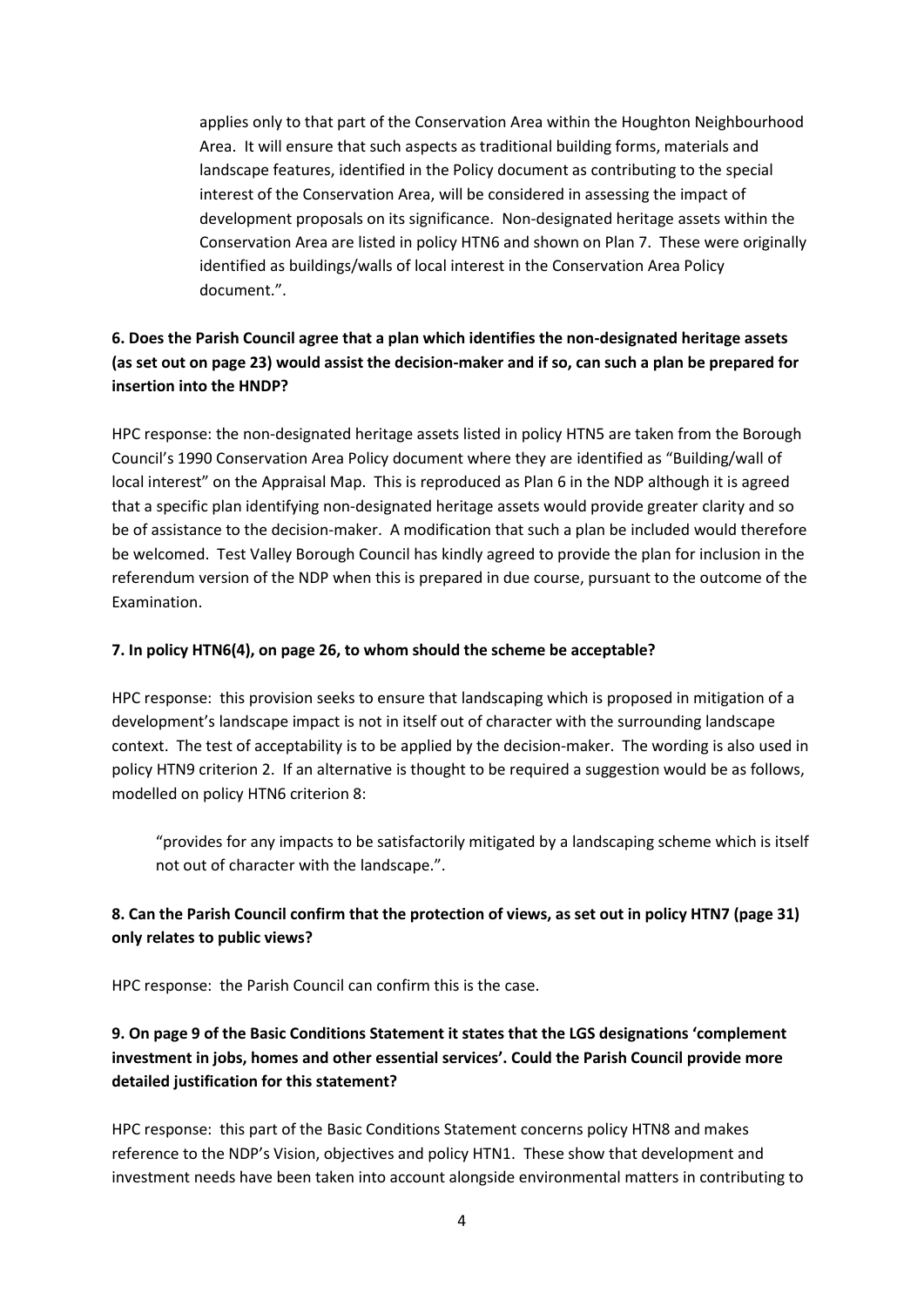> applies only to that part of the Conservation Area within the Houghton Neighbourhood Area. It will ensure that such aspects as traditional building forms, materials and landscape features, identified in the Policy document as contributing to the special interest of the Conservation Area, will be considered in assessing the impact of development proposals on its significance. Non-designated heritage assets within the Conservation Area are listed in policy HTN6 and shown on Plan 7. These were originally identified as buildings/walls of local interest in the Conservation Area Policy document.".

**6. Does the Parish Council agree that a plan which identifies the non-designated heritage assets (as set out on page 23) would assist the decision-maker and if so, can such a plan be prepared for insertion into the HNDP?**

HPC response: the non-designated heritage assets listed in policy HTN5 are taken from the Borough Council's 1990 Conservation Area Policy document where they are identified as "Building/wall of local interest" on the Appraisal Map. This is reproduced as Plan 6 in the NDP although it is agreed that a specific plan identifying non-designated heritage assets would provide greater clarity and so be of assistance to the decision-maker. A modification that such a plan be included would therefore be welcomed. Test Valley Borough Council has kindly agreed to provide the plan for inclusion in the referendum version of the NDP when this is prepared in due course, pursuant to the outcome of the Examination.

**7. In policy HTN6(4), on page 26, to whom should the scheme be acceptable?**

HPC response: this provision seeks to ensure that landscaping which is proposed in mitigation of a development's landscape impact is not in itself out of character with the surrounding landscape context. The test of acceptability is to be applied by the decision-maker. The wording is also used in policy HTN9 criterion 2. If an alternative is thought to be required a suggestion would be as follows, modelled on policy HTN6 criterion 8:

> "provides for any impacts to be satisfactorily mitigated by a landscaping scheme which is itself not out of character with the landscape.".

**8. Can the Parish Council confirm that the protection of views, as set out in policy HTN7 (page 31) only relates to public views?**

HPC response: the Parish Council can confirm this is the case.

**9. On page 9 of the Basic Conditions Statement it states that the LGS designations 'complement investment in jobs, homes and other essential services'. Could the Parish Council provide more detailed justification for this statement?**

HPC response: this part of the Basic Conditions Statement concerns policy HTN8 and makes reference to the NDP's Vision, objectives and policy HTN1. These show that development and investment needs have been taken into account alongside environmental matters in contributing to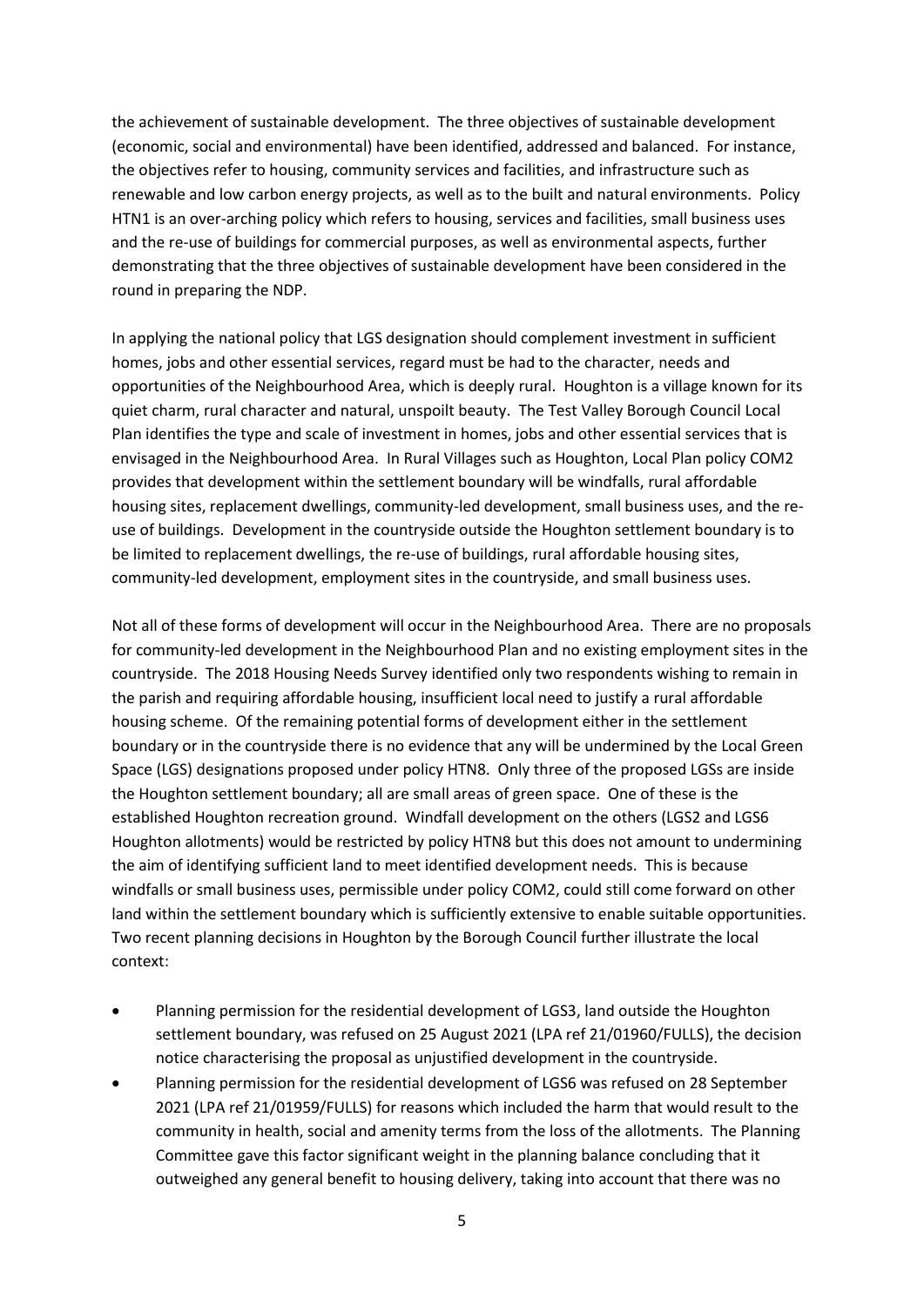the achievement of sustainable development. The three objectives of sustainable development (economic, social and environmental) have been identified, addressed and balanced. For instance, the objectives refer to housing, community services and facilities, and infrastructure such as renewable and low carbon energy projects, as well as to the built and natural environments. Policy HTN1 is an over-arching policy which refers to housing, services and facilities, small business uses and the re-use of buildings for commercial purposes, as well as environmental aspects, further demonstrating that the three objectives of sustainable development have been considered in the round in preparing the NDP.

In applying the national policy that LGS designation should complement investment in sufficient homes, jobs and other essential services, regard must be had to the character, needs and opportunities of the Neighbourhood Area, which is deeply rural. Houghton is a village known for its quiet charm, rural character and natural, unspoilt beauty. The Test Valley Borough Council Local Plan identifies the type and scale of investment in homes, jobs and other essential services that is envisaged in the Neighbourhood Area. In Rural Villages such as Houghton, Local Plan policy COM2 provides that development within the settlement boundary will be windfalls, rural affordable housing sites, replacement dwellings, community-led development, small business uses, and the re-use of buildings. Development in the countryside outside the Houghton settlement boundary is to be limited to replacement dwellings, the re-use of buildings, rural affordable housing sites, community-led development, employment sites in the countryside, and small business uses.

Not all of these forms of development will occur in the Neighbourhood Area. There are no proposals for community-led development in the Neighbourhood Plan and no existing employment sites in the countryside. The 2018 Housing Needs Survey identified only two respondents wishing to remain in the parish and requiring affordable housing, insufficient local need to justify a rural affordable housing scheme. Of the remaining potential forms of development either in the settlement boundary or in the countryside there is no evidence that any will be undermined by the Local Green Space (LGS) designations proposed under policy HTN8. Only three of the proposed LGSs are inside the Houghton settlement boundary; all are small areas of green space. One of these is the established Houghton recreation ground. Windfall development on the others (LGS2 and LGS6 Houghton allotments) would be restricted by policy HTN8 but this does not amount to undermining the aim of identifying sufficient land to meet identified development needs. This is because windfalls or small business uses, permissible under policy COM2, could still come forward on other land within the settlement boundary which is sufficiently extensive to enable suitable opportunities. Two recent planning decisions in Houghton by the Borough Council further illustrate the local context:

- Planning permission for the residential development of LGS3, land outside the Houghton settlement boundary, was refused on 25 August 2021 (LPA ref 21/01960/FULLS), the decision notice characterising the proposal as unjustified development in the countryside.
- Planning permission for the residential development of LGS6 was refused on 28 September 2021 (LPA ref 21/01959/FULLS) for reasons which included the harm that would result to the community in health, social and amenity terms from the loss of the allotments. The Planning Committee gave this factor significant weight in the planning balance concluding that it outweighed any general benefit to housing delivery, taking into account that there was no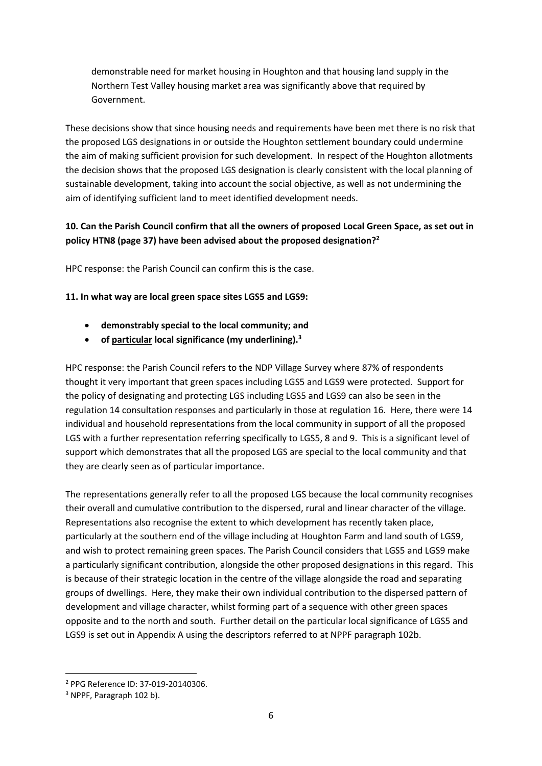demonstrable need for market housing in Houghton and that housing land supply in the Northern Test Valley housing market area was significantly above that required by Government.

These decisions show that since housing needs and requirements have been met there is no risk that the proposed LGS designations in or outside the Houghton settlement boundary could undermine the aim of making sufficient provision for such development. In respect of the Houghton allotments the decision shows that the proposed LGS designation is clearly consistent with the local planning of sustainable development, taking into account the social objective, as well as not undermining the aim of identifying sufficient land to meet identified development needs.

**10. Can the Parish Council confirm that all the owners of proposed Local Green Space, as set out in policy HTN8 (page 37) have been advised about the proposed designation?[2]**

HPC response: the Parish Council can confirm this is the case.

**11. In what way are local green space sites LGS5 and LGS9:**

- **demonstrably special to the local community; and**
- **of <u>particular</u> local significance (my underlining).[3]**

HPC response: the Parish Council refers to the NDP Village Survey where 87% of respondents thought it very important that green spaces including LGS5 and LGS9 were protected. Support for the policy of designating and protecting LGS including LGS5 and LGS9 can also be seen in the regulation 14 consultation responses and particularly in those at regulation 16. Here, there were 14 individual and household representations from the local community in support of all the proposed LGS with a further representation referring specifically to LGS5, 8 and 9. This is a significant level of support which demonstrates that all the proposed LGS are special to the local community and that they are clearly seen as of particular importance.

The representations generally refer to all the proposed LGS because the local community recognises their overall and cumulative contribution to the dispersed, rural and linear character of the village. Representations also recognise the extent to which development has recently taken place, particularly at the southern end of the village including at Houghton Farm and land south of LGS9, and wish to protect remaining green spaces. The Parish Council considers that LGS5 and LGS9 make a particularly significant contribution, alongside the other proposed designations in this regard. This is because of their strategic location in the centre of the village alongside the road and separating groups of dwellings. Here, they make their own individual contribution to the dispersed pattern of development and village character, whilst forming part of a sequence with other green spaces opposite and to the north and south. Further detail on the particular local significance of LGS5 and LGS9 is set out in Appendix A using the descriptors referred to at NPPF paragraph 102b.

---

[2] PPG Reference ID: 37-019-20140306.

[3] NPPF, Paragraph 102 b).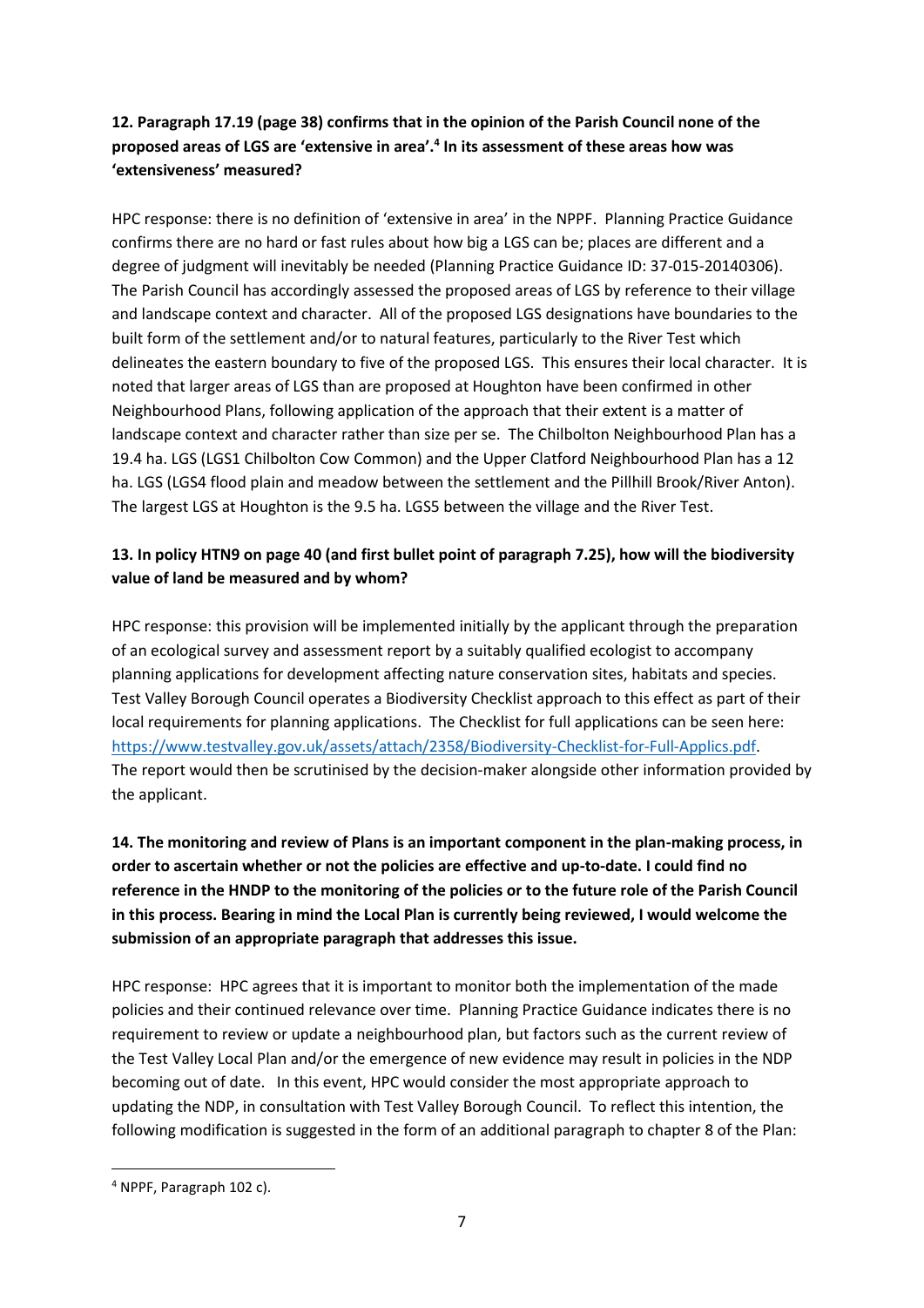**12. Paragraph 17.19 (page 38) confirms that in the opinion of the Parish Council none of the proposed areas of LGS are 'extensive in area'.[4] In its assessment of these areas how was 'extensiveness' measured?**

HPC response: there is no definition of 'extensive in area' in the NPPF. Planning Practice Guidance confirms there are no hard or fast rules about how big a LGS can be; places are different and a degree of judgment will inevitably be needed (Planning Practice Guidance ID: 37-015-20140306). The Parish Council has accordingly assessed the proposed areas of LGS by reference to their village and landscape context and character. All of the proposed LGS designations have boundaries to the built form of the settlement and/or to natural features, particularly to the River Test which delineates the eastern boundary to five of the proposed LGS. This ensures their local character. It is noted that larger areas of LGS than are proposed at Houghton have been confirmed in other Neighbourhood Plans, following application of the approach that their extent is a matter of landscape context and character rather than size per se. The Chilbolton Neighbourhood Plan has a 19.4 ha. LGS (LGS1 Chilbolton Cow Common) and the Upper Clatford Neighbourhood Plan has a 12 ha. LGS (LGS4 flood plain and meadow between the settlement and the Pillhill Brook/River Anton). The largest LGS at Houghton is the 9.5 ha. LGS5 between the village and the River Test.

**13. In policy HTN9 on page 40 (and first bullet point of paragraph 7.25), how will the biodiversity value of land be measured and by whom?**

HPC response: this provision will be implemented initially by the applicant through the preparation of an ecological survey and assessment report by a suitably qualified ecologist to accompany planning applications for development affecting nature conservation sites, habitats and species. Test Valley Borough Council operates a Biodiversity Checklist approach to this effect as part of their local requirements for planning applications. The Checklist for full applications can be seen here: https://www.testvalley.gov.uk/assets/attach/2358/Biodiversity-Checklist-for-Full-Applics.pdf. The report would then be scrutinised by the decision-maker alongside other information provided by the applicant.

**14. The monitoring and review of Plans is an important component in the plan-making process, in order to ascertain whether or not the policies are effective and up-to-date. I could find no reference in the HNDP to the monitoring of the policies or to the future role of the Parish Council in this process. Bearing in mind the Local Plan is currently being reviewed, I would welcome the submission of an appropriate paragraph that addresses this issue.**

HPC response: HPC agrees that it is important to monitor both the implementation of the made policies and their continued relevance over time. Planning Practice Guidance indicates there is no requirement to review or update a neighbourhood plan, but factors such as the current review of the Test Valley Local Plan and/or the emergence of new evidence may result in policies in the NDP becoming out of date. In this event, HPC would consider the most appropriate approach to updating the NDP, in consultation with Test Valley Borough Council. To reflect this intention, the following modification is suggested in the form of an additional paragraph to chapter 8 of the Plan:

[4] NPPF, Paragraph 102 c).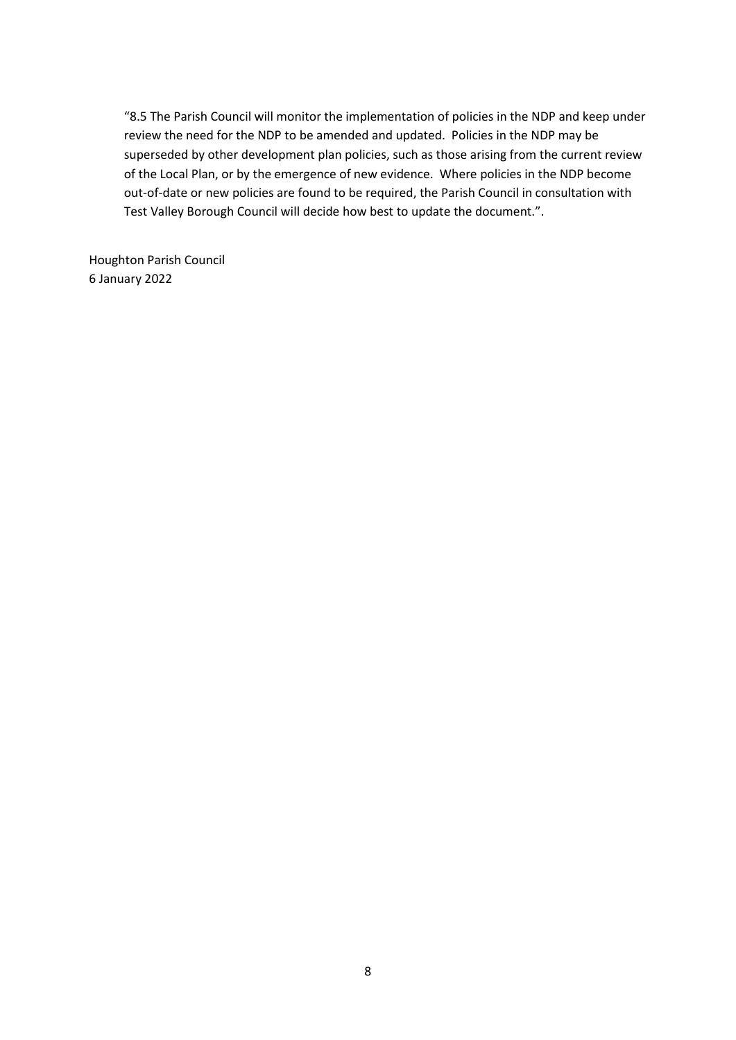> "8.5 The Parish Council will monitor the implementation of policies in the NDP and keep under review the need for the NDP to be amended and updated. Policies in the NDP may be superseded by other development plan policies, such as those arising from the current review of the Local Plan, or by the emergence of new evidence. Where policies in the NDP become out-of-date or new policies are found to be required, the Parish Council in consultation with Test Valley Borough Council will decide how best to update the document.".

Houghton Parish Council
6 January 2022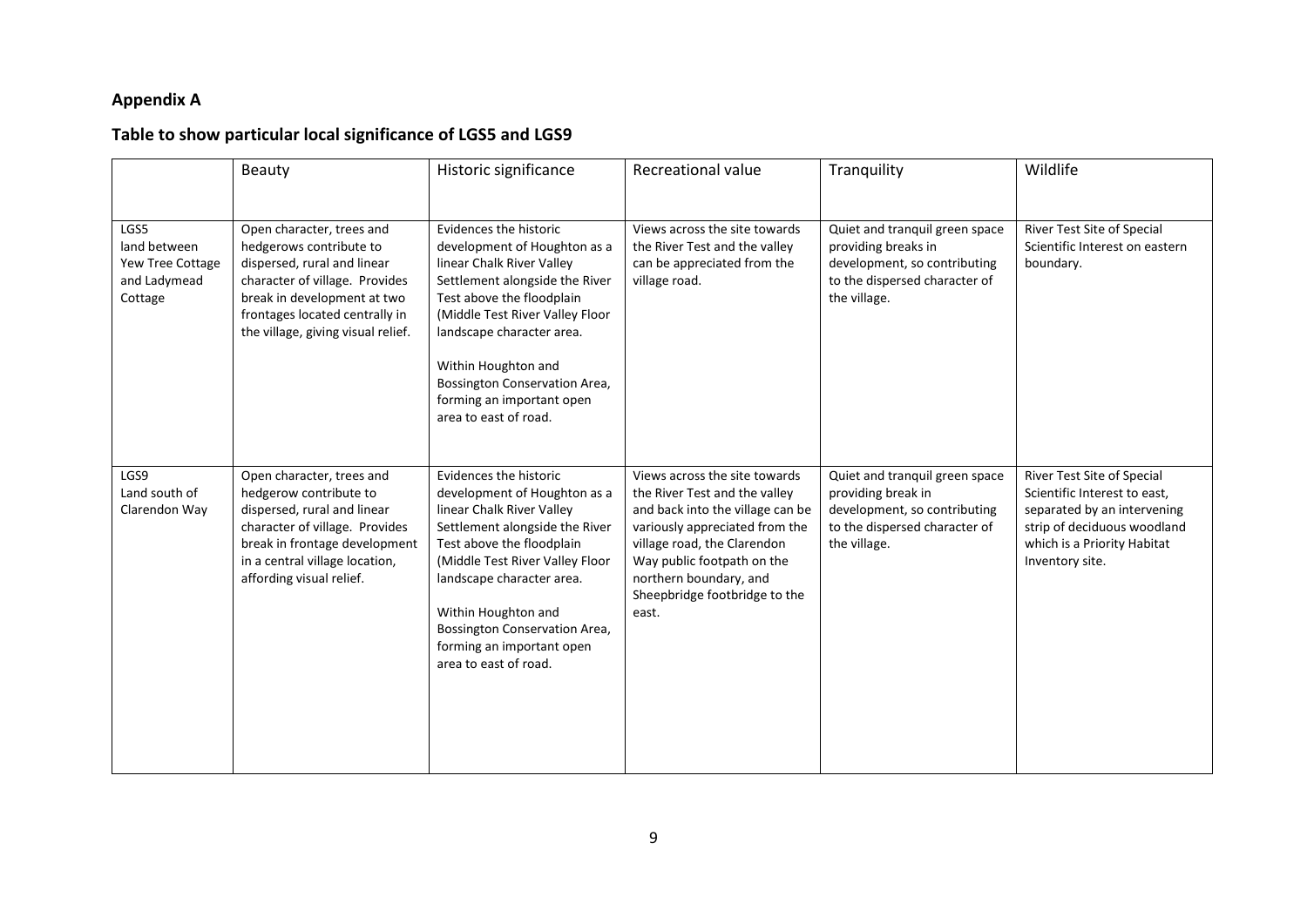## Appendix A

## Table to show particular local significance of LGS5 and LGS9

| | Beauty | Historic significance | Recreational value | Tranquility | Wildlife |
|---|---|---|---|---|---|
| LGS5 land between Yew Tree Cottage and Ladymead Cottage | Open character, trees and hedgerows contribute to dispersed, rural and linear character of village. Provides break in development at two frontages located centrally in the village, giving visual relief. | Evidences the historic development of Houghton as a linear Chalk River Valley Settlement alongside the River Test above the floodplain (Middle Test River Valley Floor landscape character area.<br><br>Within Houghton and Bossington Conservation Area, forming an important open area to east of road. | Views across the site towards the River Test and the valley can be appreciated from the village road. | Quiet and tranquil green space providing breaks in development, so contributing to the dispersed character of the village. | River Test Site of Special Scientific Interest on eastern boundary. |
| LGS9 Land south of Clarendon Way | Open character, trees and hedgerow contribute to dispersed, rural and linear character of village. Provides break in frontage development in a central village location, affording visual relief. | Evidences the historic development of Houghton as a linear Chalk River Valley Settlement alongside the River Test above the floodplain (Middle Test River Valley Floor landscape character area.<br><br>Within Houghton and Bossington Conservation Area, forming an important open area to east of road. | Views across the site towards the River Test and the valley and back into the village can be variously appreciated from the village road, the Clarendon Way public footpath on the northern boundary, and Sheepbridge footbridge to the east. | Quiet and tranquil green space providing break in development, so contributing to the dispersed character of the village. | River Test Site of Special Scientific Interest to east, separated by an intervening strip of deciduous woodland which is a Priority Habitat Inventory site. |